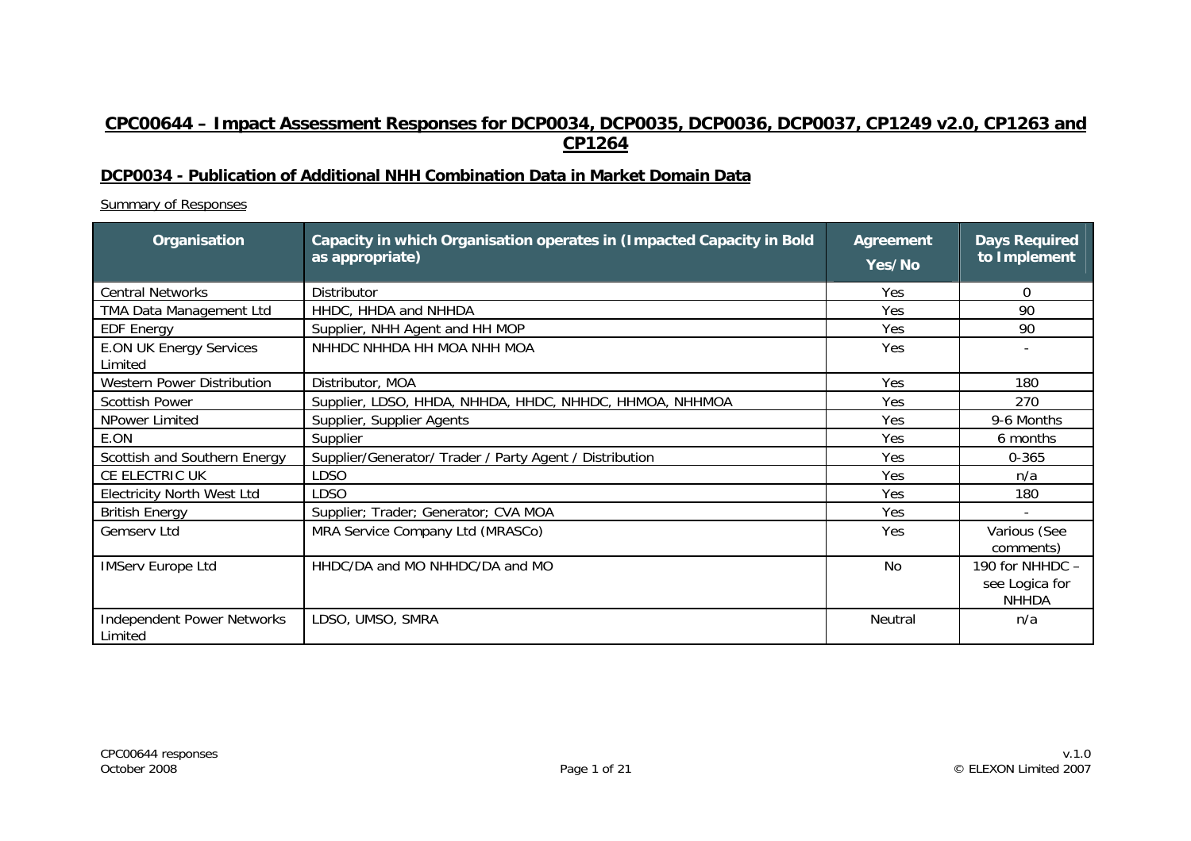# CPC00644 – Impact Assessment Responses for DCP0034, DCP0035, DCP0036, DCP0037, CP1249 v2.0, CP1263 and CP1264

## DCP0034 - Publication of Additional NHH Combination Data in Market Domain Data

Summary of Responses

| Organisation | Capacity in which Organisation operates in (Impacted Capacity in Bold as appropriate) | Agreement Yes/No | Days Required to Implement |
|---|---|---|---|
| Central Networks | Distributor | Yes | 0 |
| TMA Data Management Ltd | HHDC, HHDA and NHHDA | Yes | 90 |
| EDF Energy | Supplier, NHH Agent and HH MOP | Yes | 90 |
| E.ON UK Energy Services Limited | NHHDC NHHDA HH MOA NHH MOA | Yes | - |
| Western Power Distribution | Distributor, MOA | Yes | 180 |
| Scottish Power | Supplier, LDSO, HHDA, NHHDA, HHDC, NHHDC, HHMOA, NHHMOA | Yes | 270 |
| NPower Limited | Supplier, Supplier Agents | Yes | 9-6 Months |
| E.ON | Supplier | Yes | 6 months |
| Scottish and Southern Energy | Supplier/Generator/ Trader / Party Agent / Distribution | Yes | 0-365 |
| CE ELECTRIC UK | LDSO | Yes | n/a |
| Electricity North West Ltd | LDSO | Yes | 180 |
| British Energy | Supplier; Trader; Generator; CVA MOA | Yes | - |
| Gemserv Ltd | MRA Service Company Ltd (MRASCo) | Yes | Various (See comments) |
| IMServ Europe Ltd | HHDC/DA and MO NHHDC/DA and MO | No | 190 for NHHDC – see Logica for NHHDA |
| Independent Power Networks Limited | LDSO, UMSO, SMRA | Neutral | n/a |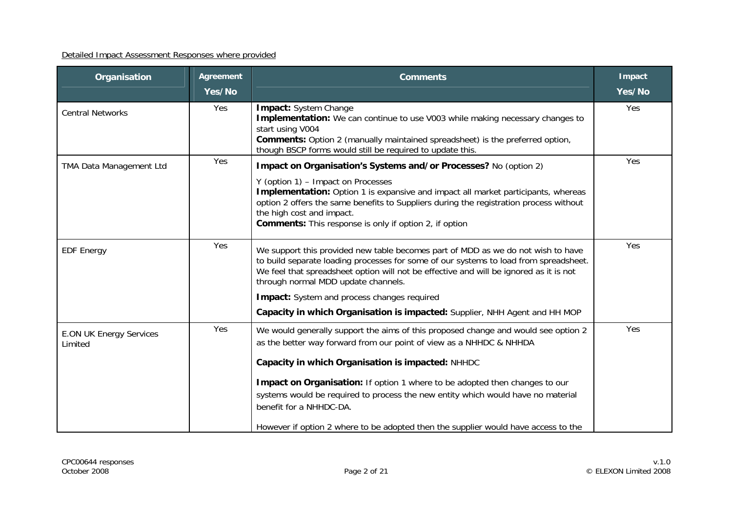Detailed Impact Assessment Responses where provided

| Organisation | Agreement Yes/No | Comments | Impact Yes/No |
|---|---|---|---|
| Central Networks | Yes | **Impact:** System Change<br>**Implementation:** We can continue to use V003 while making necessary changes to start using V004<br>**Comments:** Option 2 (manually maintained spreadsheet) is the preferred option, though BSCP forms would still be required to update this. | Yes |
| TMA Data Management Ltd | Yes | **Impact on Organisation's Systems and/or Processes?** No (option 2)<br><br>Y (option 1) – Impact on Processes<br>**Implementation:** Option 1 is expansive and impact all market participants, whereas option 2 offers the same benefits to Suppliers during the registration process without the high cost and impact.<br>**Comments:** This response is only if option 2, if option | Yes |
| EDF Energy | Yes | We support this provided new table becomes part of MDD as we do not wish to have to build separate loading processes for some of our systems to load from spreadsheet. We feel that spreadsheet option will not be effective and will be ignored as it is not through normal MDD update channels.<br><br>**Impact:** System and process changes required<br><br>**Capacity in which Organisation is impacted:** Supplier, NHH Agent and HH MOP | Yes |
| E.ON UK Energy Services Limited | Yes | We would generally support the aims of this proposed change and would see option 2 as the better way forward from our point of view as a NHHDC & NHHDA<br><br>**Capacity in which Organisation is impacted:** NHHDC<br><br>**Impact on Organisation:** If option 1 where to be adopted then changes to our systems would be required to process the new entity which would have no material benefit for a NHHDC-DA.<br><br>However if option 2 where to be adopted then the supplier would have access to the | Yes |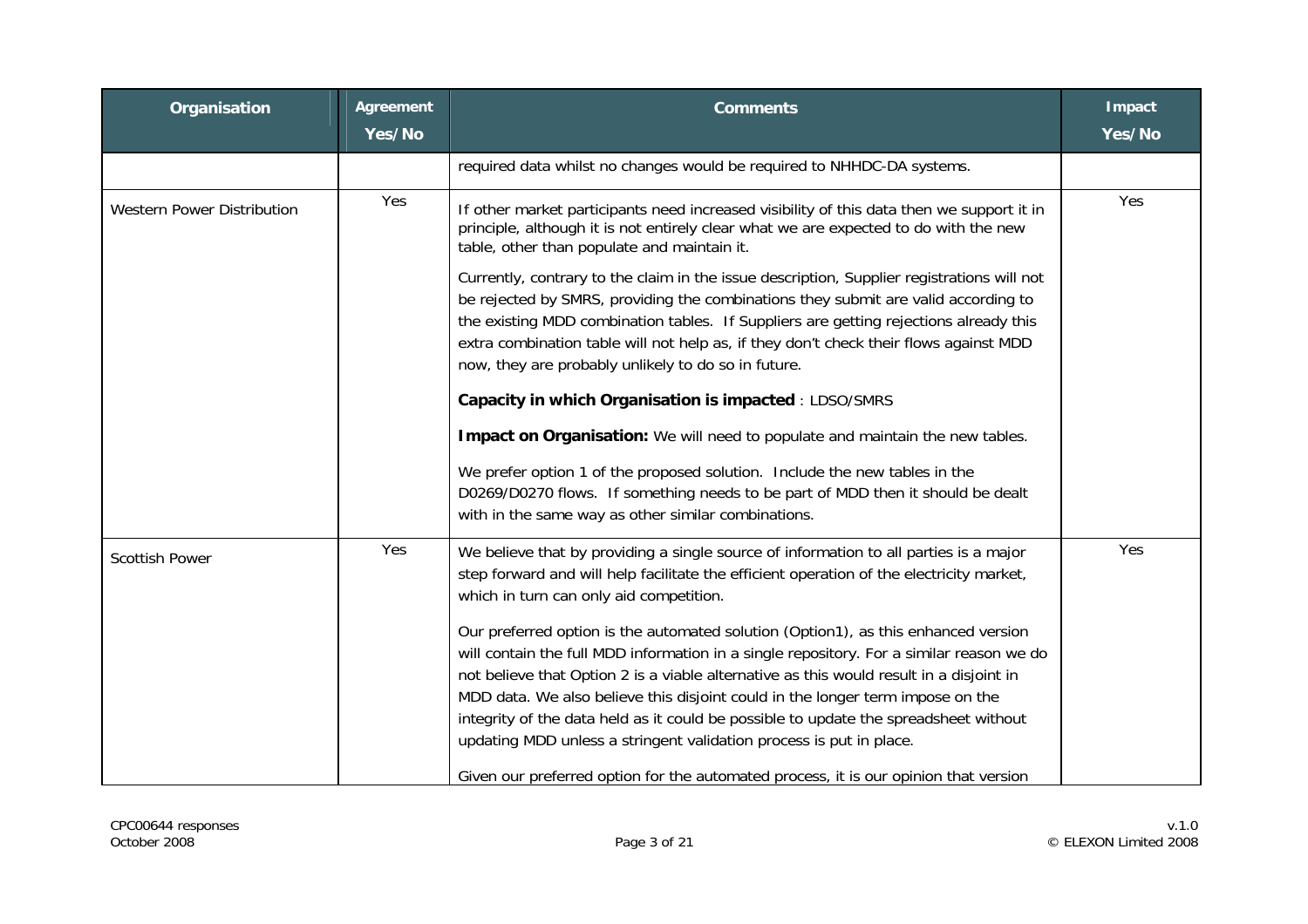| Organisation | Agreement Yes/No | Comments | Impact Yes/No |
|---|---|---|---|
| | | required data whilst no changes would be required to NHHDC-DA systems. | |
| Western Power Distribution | Yes | If other market participants need increased visibility of this data then we support it in principle, although it is not entirely clear what we are expected to do with the new table, other than populate and maintain it.<br><br>Currently, contrary to the claim in the issue description, Supplier registrations will not be rejected by SMRS, providing the combinations they submit are valid according to the existing MDD combination tables. If Suppliers are getting rejections already this extra combination table will not help as, if they don't check their flows against MDD now, they are probably unlikely to do so in future.<br><br>**Capacity in which Organisation is impacted** : LDSO/SMRS<br><br>**Impact on Organisation:** We will need to populate and maintain the new tables.<br><br>We prefer option 1 of the proposed solution. Include the new tables in the D0269/D0270 flows. If something needs to be part of MDD then it should be dealt with in the same way as other similar combinations. | Yes |
| Scottish Power | Yes | We believe that by providing a single source of information to all parties is a major step forward and will help facilitate the efficient operation of the electricity market, which in turn can only aid competition.<br><br>Our preferred option is the automated solution (Option1), as this enhanced version will contain the full MDD information in a single repository. For a similar reason we do not believe that Option 2 is a viable alternative as this would result in a disjoint in MDD data. We also believe this disjoint could in the longer term impose on the integrity of the data held as it could be possible to update the spreadsheet without updating MDD unless a stringent validation process is put in place.<br><br>Given our preferred option for the automated process, it is our opinion that version | Yes |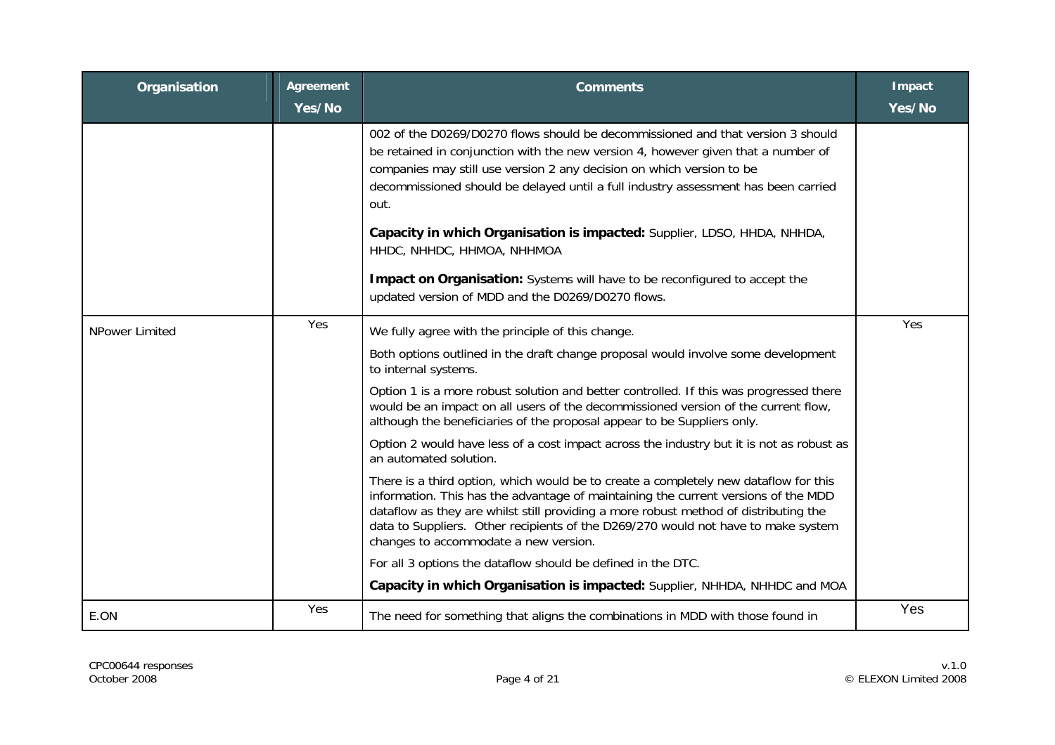| Organisation | Agreement Yes/No | Comments | Impact Yes/No |
|---|---|---|---|
| | | 002 of the D0269/D0270 flows should be decommissioned and that version 3 should be retained in conjunction with the new version 4, however given that a number of companies may still use version 2 any decision on which version to be decommissioned should be delayed until a full industry assessment has been carried out.<br><br>**Capacity in which Organisation is impacted:** Supplier, LDSO, HHDA, NHHDA, HHDC, NHHDC, HHMOA, NHHMOA<br><br>**Impact on Organisation:** Systems will have to be reconfigured to accept the updated version of MDD and the D0269/D0270 flows. | |
| NPower Limited | Yes | We fully agree with the principle of this change.<br><br>Both options outlined in the draft change proposal would involve some development to internal systems.<br><br>Option 1 is a more robust solution and better controlled. If this was progressed there would be an impact on all users of the decommissioned version of the current flow, although the beneficiaries of the proposal appear to be Suppliers only.<br><br>Option 2 would have less of a cost impact across the industry but it is not as robust as an automated solution.<br><br>There is a third option, which would be to create a completely new dataflow for this information. This has the advantage of maintaining the current versions of the MDD dataflow as they are whilst still providing a more robust method of distributing the data to Suppliers. Other recipients of the D269/270 would not have to make system changes to accommodate a new version.<br><br>For all 3 options the dataflow should be defined in the DTC.<br><br>**Capacity in which Organisation is impacted:** Supplier, NHHDA, NHHDC and MOA | Yes |
| E.ON | Yes | The need for something that aligns the combinations in MDD with those found in | Yes |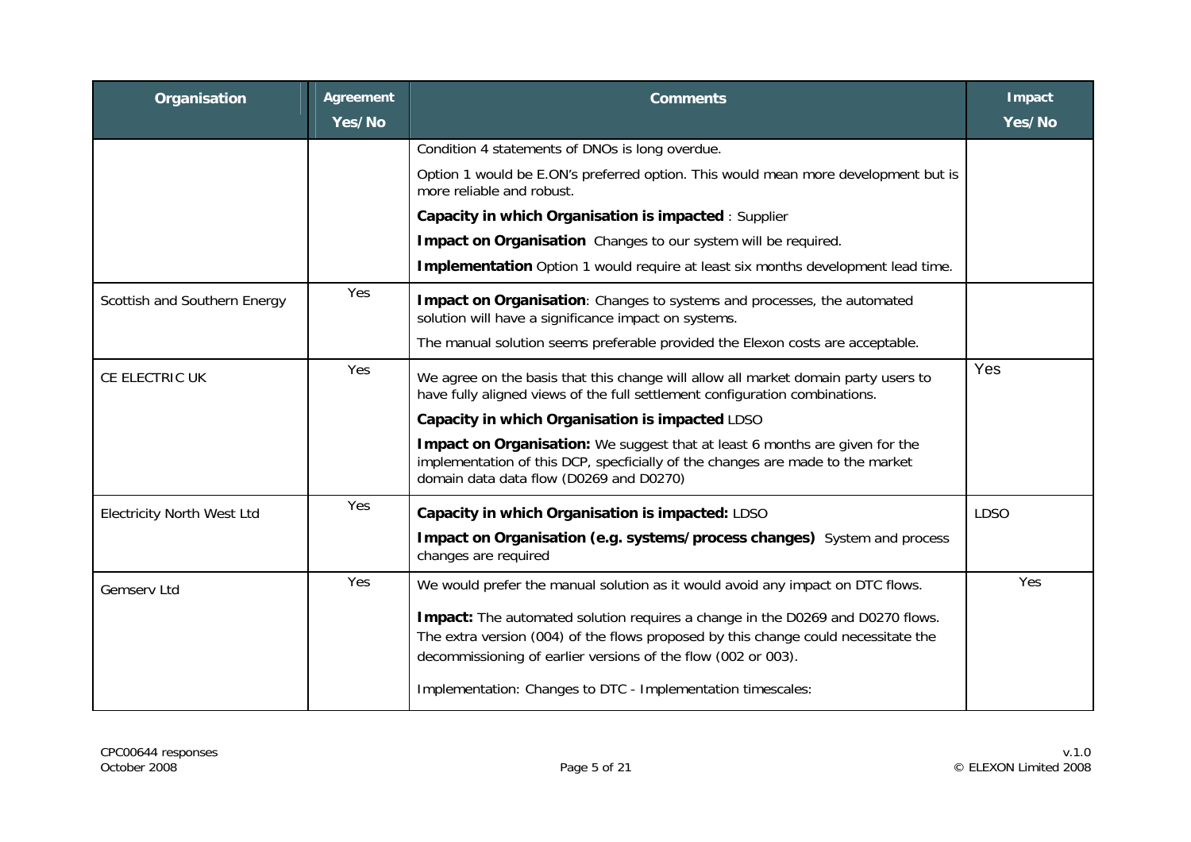| Organisation | Agreement Yes/No | Comments | Impact Yes/No |
|---|---|---|---|
| | | Condition 4 statements of DNOs is long overdue.<br><br>Option 1 would be E.ON's preferred option. This would mean more development but is more reliable and robust.<br><br>**Capacity in which Organisation is impacted** : Supplier<br><br>**Impact on Organisation** Changes to our system will be required.<br><br>**Implementation** Option 1 would require at least six months development lead time. | |
| Scottish and Southern Energy | Yes | **Impact on Organisation**: Changes to systems and processes, the automated solution will have a significance impact on systems.<br><br>The manual solution seems preferable provided the Elexon costs are acceptable. | |
| CE ELECTRIC UK | Yes | We agree on the basis that this change will allow all market domain party users to have fully aligned views of the full settlement configuration combinations.<br><br>**Capacity in which Organisation is impacted** LDSO<br><br>**Impact on Organisation:** We suggest that at least 6 months are given for the implementation of this DCP, specficially of the changes are made to the market domain data data flow (D0269 and D0270) | Yes |
| Electricity North West Ltd | Yes | **Capacity in which Organisation is impacted:** LDSO<br><br>**Impact on Organisation (e.g. systems/process changes)** System and process changes are required | LDSO |
| Gemserv Ltd | Yes | We would prefer the manual solution as it would avoid any impact on DTC flows.<br><br>**Impact:** The automated solution requires a change in the D0269 and D0270 flows. The extra version (004) of the flows proposed by this change could necessitate the decommissioning of earlier versions of the flow (002 or 003).<br><br>Implementation: Changes to DTC - Implementation timescales: | Yes |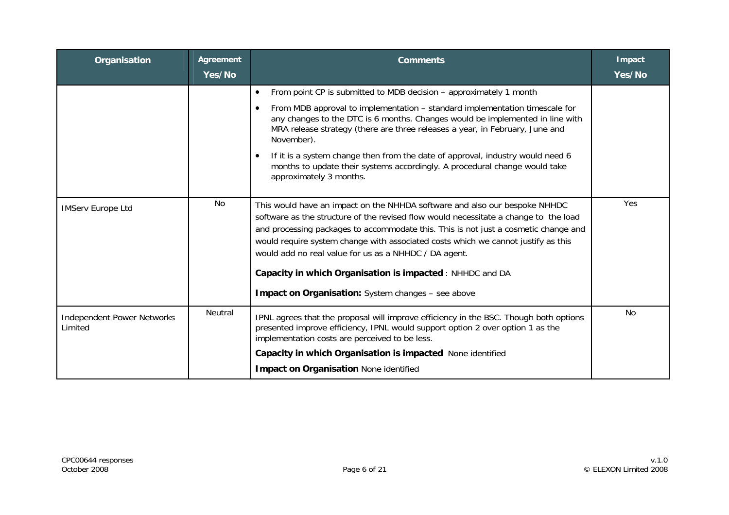| Organisation | Agreement Yes/No | Comments | Impact Yes/No |
|---|---|---|---|
| | | • From point CP is submitted to MDB decision – approximately 1 month<br>• From MDB approval to implementation – standard implementation timescale for any changes to the DTC is 6 months. Changes would be implemented in line with MRA release strategy (there are three releases a year, in February, June and November).<br>• If it is a system change then from the date of approval, industry would need 6 months to update their systems accordingly. A procedural change would take approximately 3 months. | |
| IMServ Europe Ltd | No | This would have an impact on the NHHDA software and also our bespoke NHHDC software as the structure of the revised flow would necessitate a change to the load and processing packages to accommodate this. This is not just a cosmetic change and would require system change with associated costs which we cannot justify as this would add no real value for us as a NHHDC / DA agent.<br>**Capacity in which Organisation is impacted** : NHHDC and DA<br>**Impact on Organisation:** System changes – see above | Yes |
| Independent Power Networks Limited | Neutral | IPNL agrees that the proposal will improve efficiency in the BSC. Though both options presented improve efficiency, IPNL would support option 2 over option 1 as the implementation costs are perceived to be less.<br>**Capacity in which Organisation is impacted** None identified<br>**Impact on Organisation** None identified | No |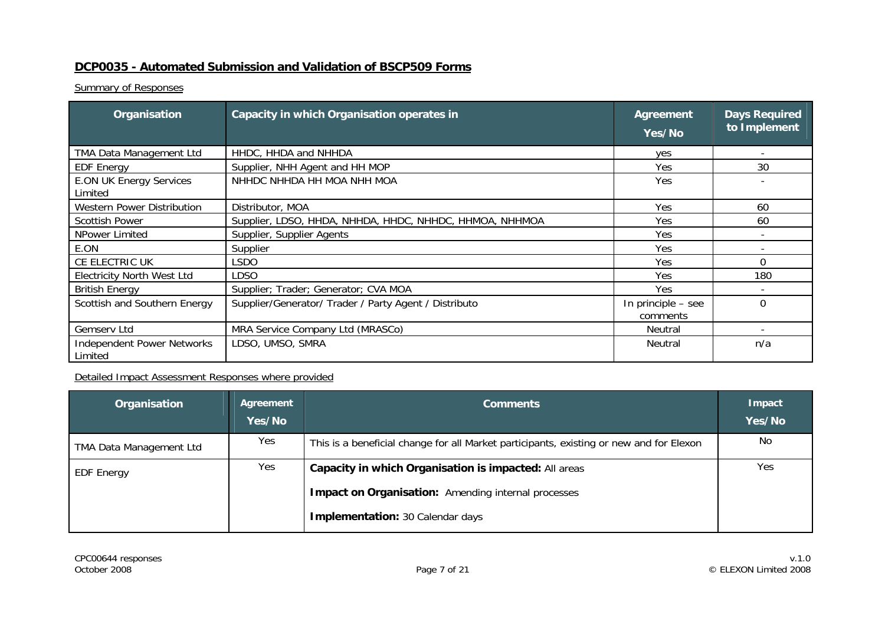## DCP0035 - Automated Submission and Validation of BSCP509 Forms

Summary of Responses

| Organisation | Capacity in which Organisation operates in | Agreement Yes/No | Days Required to Implement |
|---|---|---|---|
| TMA Data Management Ltd | HHDC, HHDA and NHHDA | yes | - |
| EDF Energy | Supplier, NHH Agent and HH MOP | Yes | 30 |
| E.ON UK Energy Services Limited | NHHDC NHHDA HH MOA NHH MOA | Yes | - |
| Western Power Distribution | Distributor, MOA | Yes | 60 |
| Scottish Power | Supplier, LDSO, HHDA, NHHDA, HHDC, NHHDC, HHMOA, NHHMOA | Yes | 60 |
| NPower Limited | Supplier, Supplier Agents | Yes | - |
| E.ON | Supplier | Yes | - |
| CE ELECTRIC UK | LSDO | Yes | 0 |
| Electricity North West Ltd | LDSO | Yes | 180 |
| British Energy | Supplier; Trader; Generator; CVA MOA | Yes | - |
| Scottish and Southern Energy | Supplier/Generator/ Trader / Party Agent / Distributo | In principle – see comments | 0 |
| Gemserv Ltd | MRA Service Company Ltd (MRASCo) | Neutral | - |
| Independent Power Networks Limited | LDSO, UMSO, SMRA | Neutral | n/a |

Detailed Impact Assessment Responses where provided

| Organisation | Agreement Yes/No | Comments | Impact Yes/No |
|---|---|---|---|
| TMA Data Management Ltd | Yes | This is a beneficial change for all Market participants, existing or new and for Elexon | No |
| EDF Energy | Yes | **Capacity in which Organisation is impacted:** All areas<br>**Impact on Organisation:** Amending internal processes<br>**Implementation:** 30 Calendar days | Yes |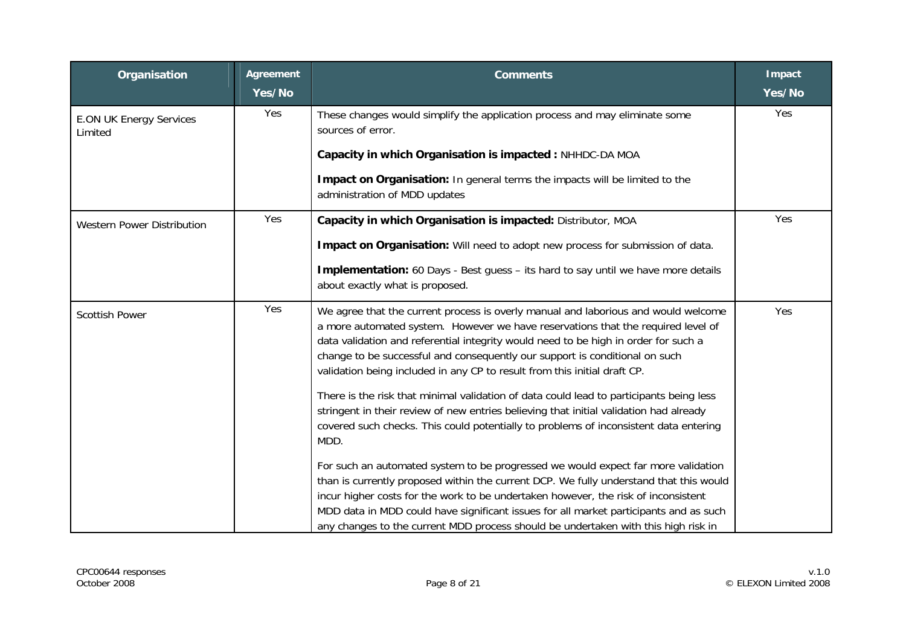| Organisation | Agreement Yes/No | Comments | Impact Yes/No |
|---|---|---|---|
| E.ON UK Energy Services Limited | Yes | These changes would simplify the application process and may eliminate some sources of error.<br><br>**Capacity in which Organisation is impacted :** NHHDC-DA MOA<br><br>**Impact on Organisation:** In general terms the impacts will be limited to the administration of MDD updates | Yes |
| Western Power Distribution | Yes | **Capacity in which Organisation is impacted:** Distributor, MOA<br><br>**Impact on Organisation:** Will need to adopt new process for submission of data.<br><br>**Implementation:** 60 Days - Best guess – its hard to say until we have more details about exactly what is proposed. | Yes |
| Scottish Power | Yes | We agree that the current process is overly manual and laborious and would welcome a more automated system. However we have reservations that the required level of data validation and referential integrity would need to be high in order for such a change to be successful and consequently our support is conditional on such validation being included in any CP to result from this initial draft CP.<br><br>There is the risk that minimal validation of data could lead to participants being less stringent in their review of new entries believing that initial validation had already covered such checks. This could potentially to problems of inconsistent data entering MDD.<br><br>For such an automated system to be progressed we would expect far more validation than is currently proposed within the current DCP. We fully understand that this would incur higher costs for the work to be undertaken however, the risk of inconsistent MDD data in MDD could have significant issues for all market participants and as such any changes to the current MDD process should be undertaken with this high risk in | Yes |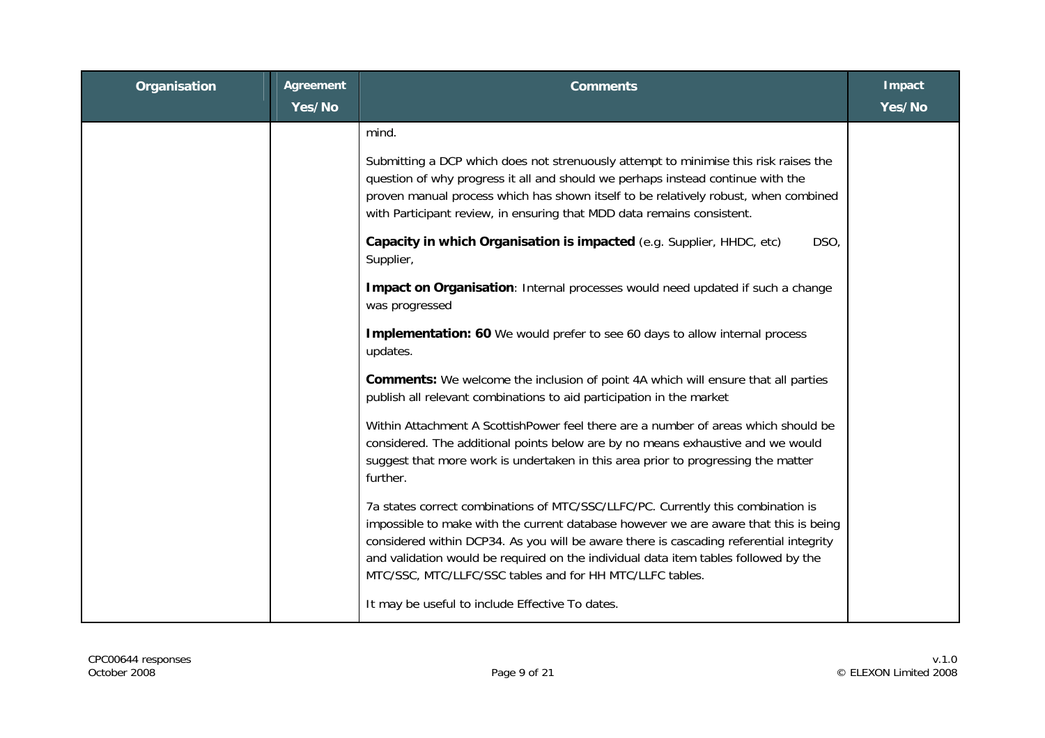| Organisation | Agreement Yes/No | Comments | Impact Yes/No |
|---|---|---|---|
| | | mind.<br><br>Submitting a DCP which does not strenuously attempt to minimise this risk raises the question of why progress it all and should we perhaps instead continue with the proven manual process which has shown itself to be relatively robust, when combined with Participant review, in ensuring that MDD data remains consistent.<br><br>**Capacity in which Organisation is impacted** (e.g. Supplier, HHDC, etc) DSO, Supplier,<br><br>**Impact on Organisation**: Internal processes would need updated if such a change was progressed<br><br>**Implementation: 60** We would prefer to see 60 days to allow internal process updates.<br><br>**Comments:** We welcome the inclusion of point 4A which will ensure that all parties publish all relevant combinations to aid participation in the market<br><br>Within Attachment A ScottishPower feel there are a number of areas which should be considered. The additional points below are by no means exhaustive and we would suggest that more work is undertaken in this area prior to progressing the matter further.<br><br>7a states correct combinations of MTC/SSC/LLFC/PC. Currently this combination is impossible to make with the current database however we are aware that this is being considered within DCP34. As you will be aware there is cascading referential integrity and validation would be required on the individual data item tables followed by the MTC/SSC, MTC/LLFC/SSC tables and for HH MTC/LLFC tables.<br><br>It may be useful to include Effective To dates. | |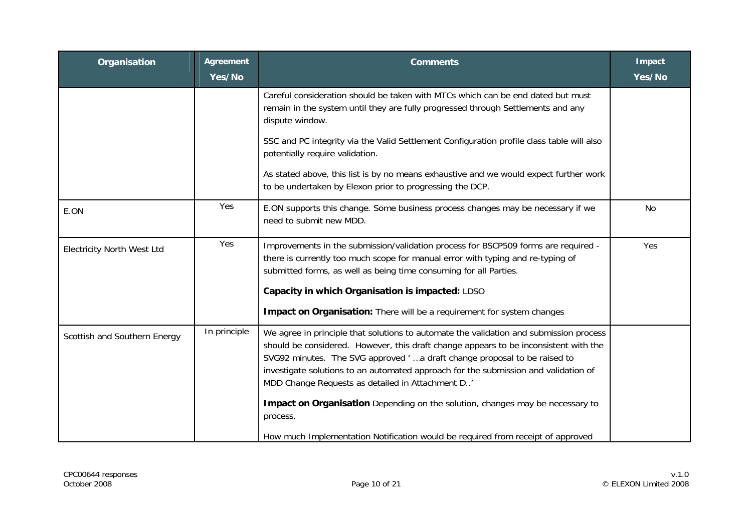| Organisation | Agreement Yes/No | Comments | Impact Yes/No |
|---|---|---|---|
| | | Careful consideration should be taken with MTCs which can be end dated but must remain in the system until they are fully progressed through Settlements and any dispute window.<br><br>SSC and PC integrity via the Valid Settlement Configuration profile class table will also potentially require validation.<br><br>As stated above, this list is by no means exhaustive and we would expect further work to be undertaken by Elexon prior to progressing the DCP. | |
| E.ON | Yes | E.ON supports this change. Some business process changes may be necessary if we need to submit new MDD. | No |
| Electricity North West Ltd | Yes | Improvements in the submission/validation process for BSCP509 forms are required - there is currently too much scope for manual error with typing and re-typing of submitted forms, as well as being time consuming for all Parties.<br><br>**Capacity in which Organisation is impacted:** LDSO<br><br>**Impact on Organisation:** There will be a requirement for system changes | Yes |
| Scottish and Southern Energy | In principle | We agree in principle that solutions to automate the validation and submission process should be considered. However, this draft change appears to be inconsistent with the SVG92 minutes. The SVG approved ' …a draft change proposal to be raised to investigate solutions to an automated approach for the submission and validation of MDD Change Requests as detailed in Attachment D..'<br><br>**Impact on Organisation** Depending on the solution, changes may be necessary to process.<br><br>How much Implementation Notification would be required from receipt of approved | |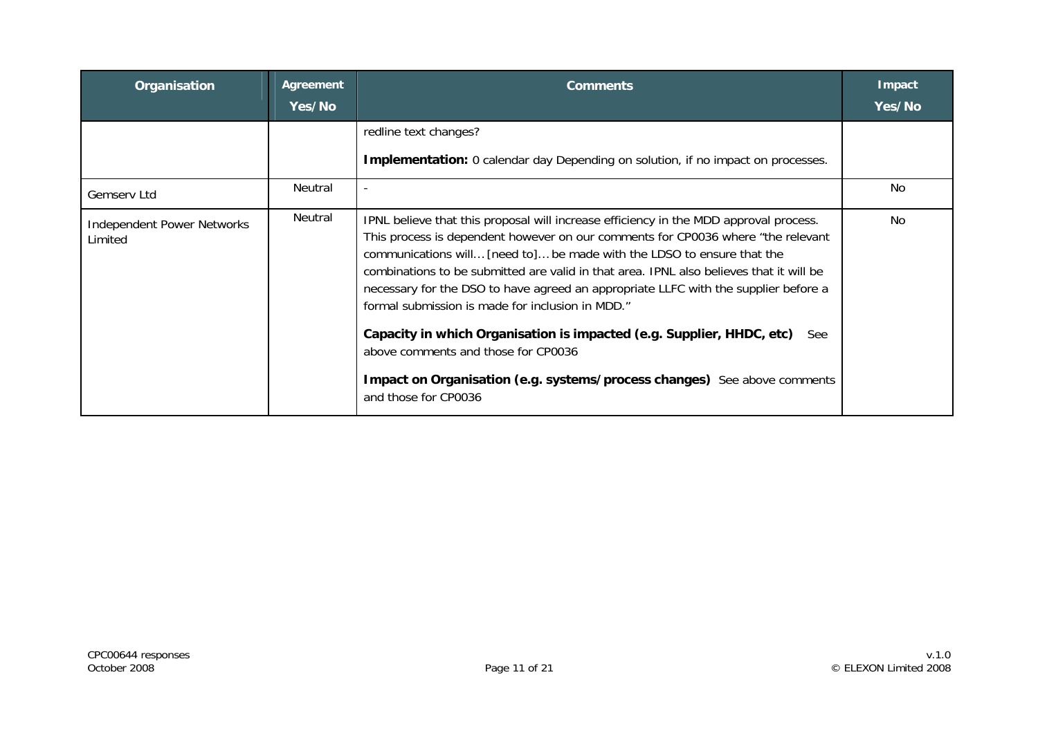| Organisation | Agreement Yes/No | Comments | Impact Yes/No |
|---|---|---|---|
| | | redline text changes?<br><br>**Implementation:** 0 calendar day Depending on solution, if no impact on processes. | |
| Gemserv Ltd | Neutral | - | No |
| Independent Power Networks Limited | Neutral | IPNL believe that this proposal will increase efficiency in the MDD approval process. This process is dependent however on our comments for CP0036 where "the relevant communications will… [need to]… be made with the LDSO to ensure that the combinations to be submitted are valid in that area. IPNL also believes that it will be necessary for the DSO to have agreed an appropriate LLFC with the supplier before a formal submission is made for inclusion in MDD."<br><br>**Capacity in which Organisation is impacted (e.g. Supplier, HHDC, etc)** See above comments and those for CP0036<br><br>**Impact on Organisation (e.g. systems/process changes)** See above comments and those for CP0036 | No |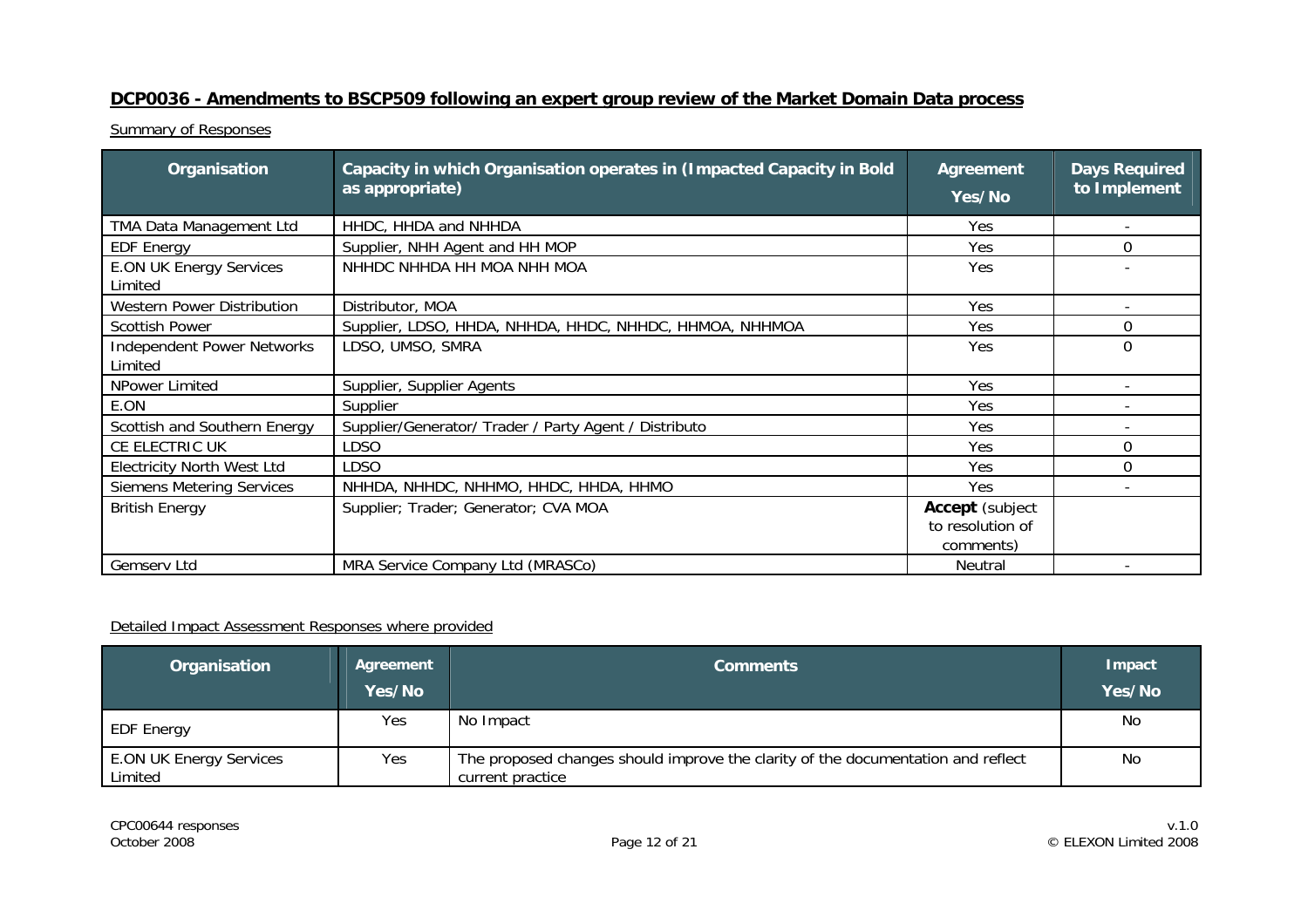## DCP0036 - Amendments to BSCP509 following an expert group review of the Market Domain Data process

Summary of Responses

| Organisation | Capacity in which Organisation operates in (Impacted Capacity in Bold as appropriate) | Agreement Yes/No | Days Required to Implement |
|---|---|---|---|
| TMA Data Management Ltd | HHDC, HHDA and NHHDA | Yes | - |
| EDF Energy | Supplier, NHH Agent and HH MOP | Yes | 0 |
| E.ON UK Energy Services Limited | NHHDC NHHDA HH MOA NHH MOA | Yes | - |
| Western Power Distribution | Distributor, MOA | Yes | - |
| Scottish Power | Supplier, LDSO, HHDA, NHHDA, HHDC, NHHDC, HHMOA, NHHMOA | Yes | 0 |
| Independent Power Networks Limited | LDSO, UMSO, SMRA | Yes | 0 |
| NPower Limited | Supplier, Supplier Agents | Yes | - |
| E.ON | Supplier | Yes | - |
| Scottish and Southern Energy | Supplier/Generator/ Trader / Party Agent / Distributo | Yes | - |
| CE ELECTRIC UK | LDSO | Yes | 0 |
| Electricity North West Ltd | LDSO | Yes | 0 |
| Siemens Metering Services | NHHDA, NHHDC, NHHMO, HHDC, HHDA, HHMO | Yes | - |
| British Energy | Supplier; Trader; Generator; CVA MOA | **Accept** (subject to resolution of comments) | |
| Gemserv Ltd | MRA Service Company Ltd (MRASCo) | Neutral | - |

Detailed Impact Assessment Responses where provided

| Organisation | Agreement Yes/No | Comments | Impact Yes/No |
|---|---|---|---|
| EDF Energy | Yes | No Impact | No |
| E.ON UK Energy Services Limited | Yes | The proposed changes should improve the clarity of the documentation and reflect current practice | No |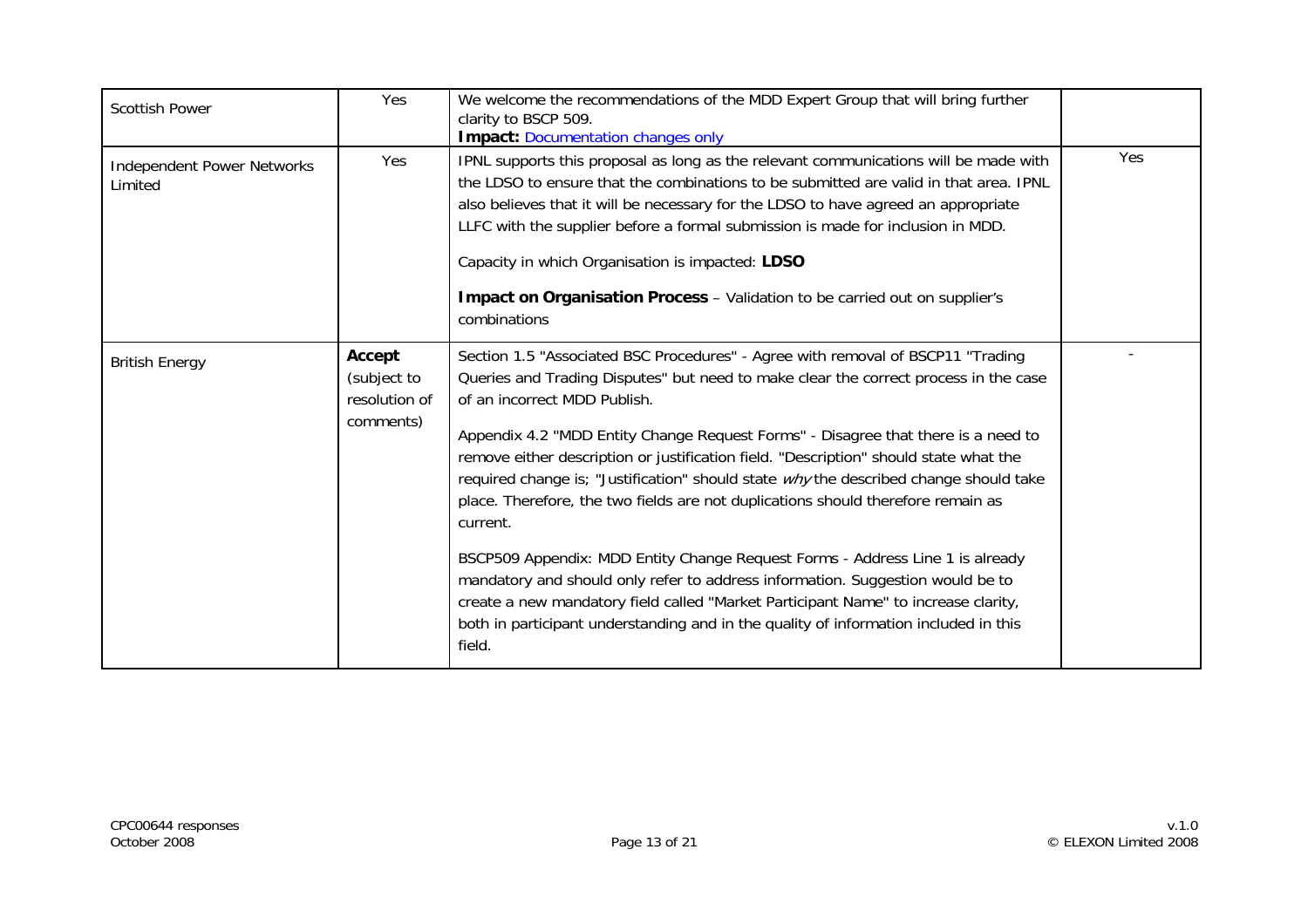| | | | |
|---|---|---|---|
| Scottish Power | Yes | We welcome the recommendations of the MDD Expert Group that will bring further clarity to BSCP 509.<br>**Impact:** Documentation changes only | |
| Independent Power Networks Limited | Yes | IPNL supports this proposal as long as the relevant communications will be made with the LDSO to ensure that the combinations to be submitted are valid in that area. IPNL also believes that it will be necessary for the LDSO to have agreed an appropriate LLFC with the supplier before a formal submission is made for inclusion in MDD.<br><br>Capacity in which Organisation is impacted: **LDSO**<br><br>**Impact on Organisation Process** – Validation to be carried out on supplier's combinations | Yes |
| British Energy | **Accept** (subject to resolution of comments) | Section 1.5 "Associated BSC Procedures" - Agree with removal of BSCP11 "Trading Queries and Trading Disputes" but need to make clear the correct process in the case of an incorrect MDD Publish.<br><br>Appendix 4.2 "MDD Entity Change Request Forms" - Disagree that there is a need to remove either description or justification field. "Description" should state what the required change is; "Justification" should state *why* the described change should take place. Therefore, the two fields are not duplications should therefore remain as current.<br><br>BSCP509 Appendix: MDD Entity Change Request Forms - Address Line 1 is already mandatory and should only refer to address information. Suggestion would be to create a new mandatory field called "Market Participant Name" to increase clarity, both in participant understanding and in the quality of information included in this field. | - |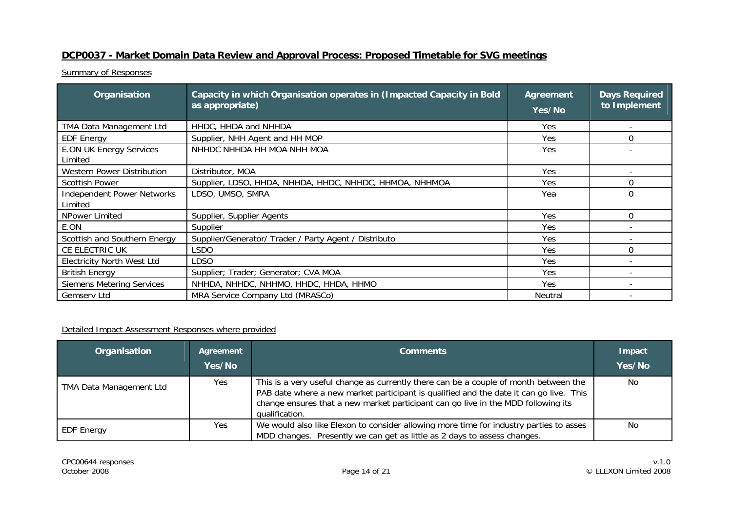## DCP0037 - Market Domain Data Review and Approval Process: Proposed Timetable for SVG meetings

Summary of Responses

| Organisation | Capacity in which Organisation operates in (Impacted Capacity in Bold as appropriate) | Agreement Yes/No | Days Required to Implement |
|---|---|---|---|
| TMA Data Management Ltd | HHDC, HHDA and NHHDA | Yes | - |
| EDF Energy | Supplier, NHH Agent and HH MOP | Yes | 0 |
| E.ON UK Energy Services Limited | NHHDC NHHDA HH MOA NHH MOA | Yes | - |
| Western Power Distribution | Distributor, MOA | Yes | - |
| Scottish Power | Supplier, LDSO, HHDA, NHHDA, HHDC, NHHDC, HHMOA, NHHMOA | Yes | 0 |
| Independent Power Networks Limited | LDSO, UMSO, SMRA | Yea | 0 |
| NPower Limited | Supplier, Supplier Agents | Yes | 0 |
| E.ON | Supplier | Yes | - |
| Scottish and Southern Energy | Supplier/Generator/ Trader / Party Agent / Distributo | Yes | - |
| CE ELECTRIC UK | LSDO | Yes | 0 |
| Electricity North West Ltd | LDSO | Yes | - |
| British Energy | Supplier; Trader; Generator; CVA MOA | Yes | - |
| Siemens Metering Services | NHHDA, NHHDC, NHHMO, HHDC, HHDA, HHMO | Yes | - |
| Gemserv Ltd | MRA Service Company Ltd (MRASCo) | Neutral | - |

Detailed Impact Assessment Responses where provided

| Organisation | Agreement Yes/No | Comments | Impact Yes/No |
|---|---|---|---|
| TMA Data Management Ltd | Yes | This is a very useful change as currently there can be a couple of month between the PAB date where a new market participant is qualified and the date it can go live. This change ensures that a new market participant can go live in the MDD following its qualification. | No |
| EDF Energy | Yes | We would also like Elexon to consider allowing more time for industry parties to asses MDD changes. Presently we can get as little as 2 days to assess changes. | No |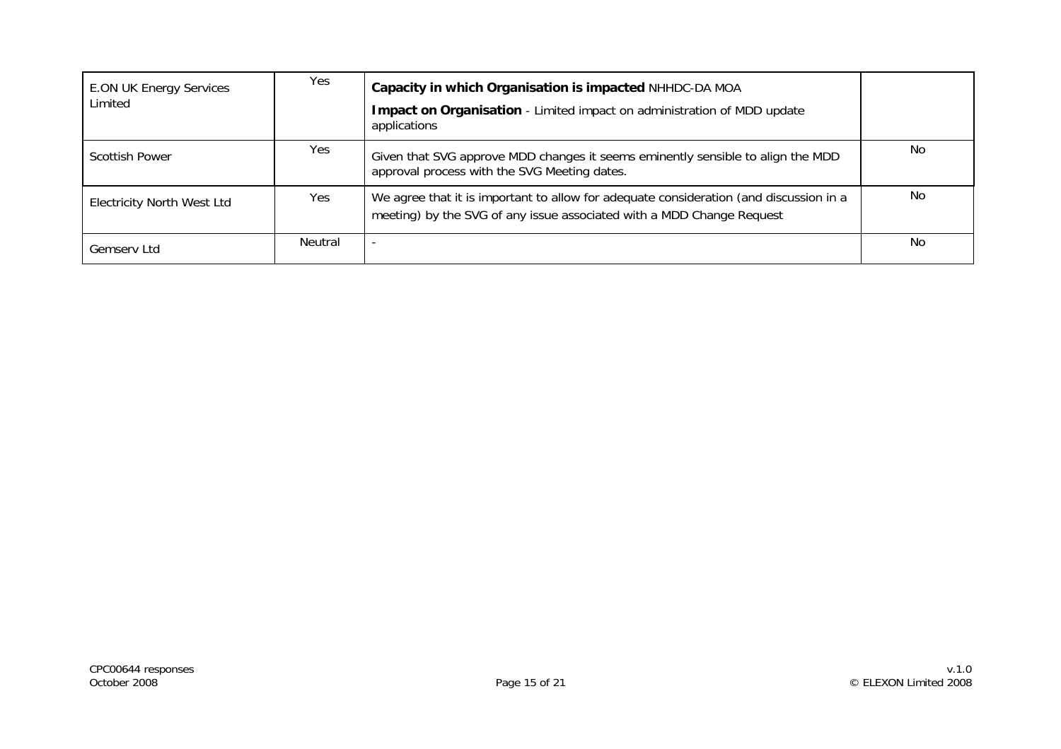| | | | |
|---|---|---|---|
| E.ON UK Energy Services Limited | Yes | **Capacity in which Organisation is impacted** NHHDC-DA MOA<br>**Impact on Organisation** - Limited impact on administration of MDD update applications | |
| Scottish Power | Yes | Given that SVG approve MDD changes it seems eminently sensible to align the MDD approval process with the SVG Meeting dates. | No |
| Electricity North West Ltd | Yes | We agree that it is important to allow for adequate consideration (and discussion in a meeting) by the SVG of any issue associated with a MDD Change Request | No |
| Gemserv Ltd | Neutral | - | No |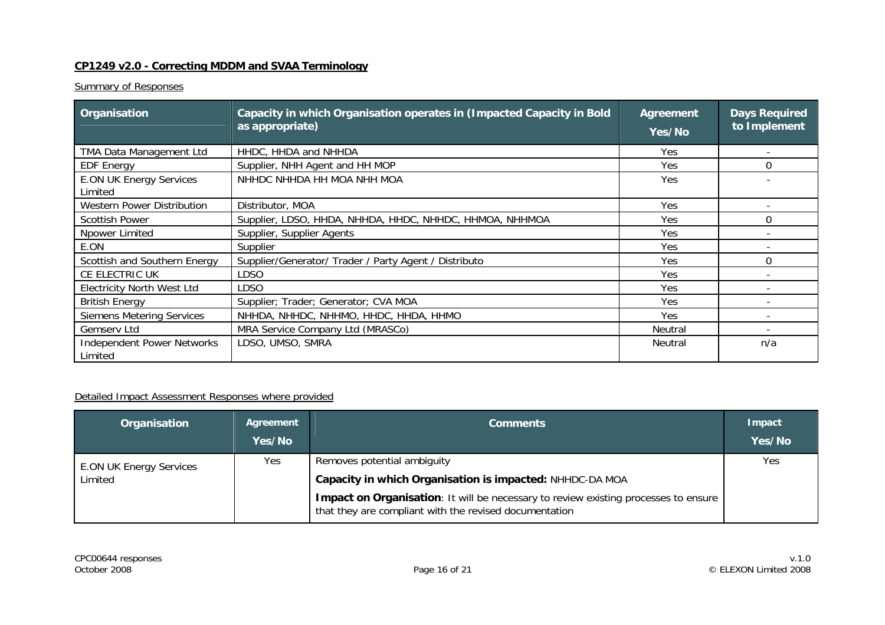**CP1249 v2.0 - Correcting MDDM and SVAA Terminology**

Summary of Responses

| Organisation | Capacity in which Organisation operates in (Impacted Capacity in Bold as appropriate) | Agreement Yes/No | Days Required to Implement |
|---|---|---|---|
| TMA Data Management Ltd | HHDC, HHDA and NHHDA | Yes | - |
| EDF Energy | Supplier, NHH Agent and HH MOP | Yes | 0 |
| E.ON UK Energy Services Limited | NHHDC NHHDA HH MOA NHH MOA | Yes | - |
| Western Power Distribution | Distributor, MOA | Yes | - |
| Scottish Power | Supplier, LDSO, HHDA, NHHDA, HHDC, NHHDC, HHMOA, NHHMOA | Yes | 0 |
| Npower Limited | Supplier, Supplier Agents | Yes | - |
| E.ON | Supplier | Yes | - |
| Scottish and Southern Energy | Supplier/Generator/ Trader / Party Agent / Distributo | Yes | 0 |
| CE ELECTRIC UK | LDSO | Yes | - |
| Electricity North West Ltd | LDSO | Yes | - |
| British Energy | Supplier; Trader; Generator; CVA MOA | Yes | - |
| Siemens Metering Services | NHHDA, NHHDC, NHHMO, HHDC, HHDA, HHMO | Yes | - |
| Gemserv Ltd | MRA Service Company Ltd (MRASCo) | Neutral | - |
| Independent Power Networks Limited | LDSO, UMSO, SMRA | Neutral | n/a |

Detailed Impact Assessment Responses where provided

| Organisation | Agreement Yes/No | Comments | Impact Yes/No |
|---|---|---|---|
| E.ON UK Energy Services Limited | Yes | Removes potential ambiguity<br>**Capacity in which Organisation is impacted:** NHHDC-DA MOA<br>**Impact on Organisation**: It will be necessary to review existing processes to ensure that they are compliant with the revised documentation | Yes |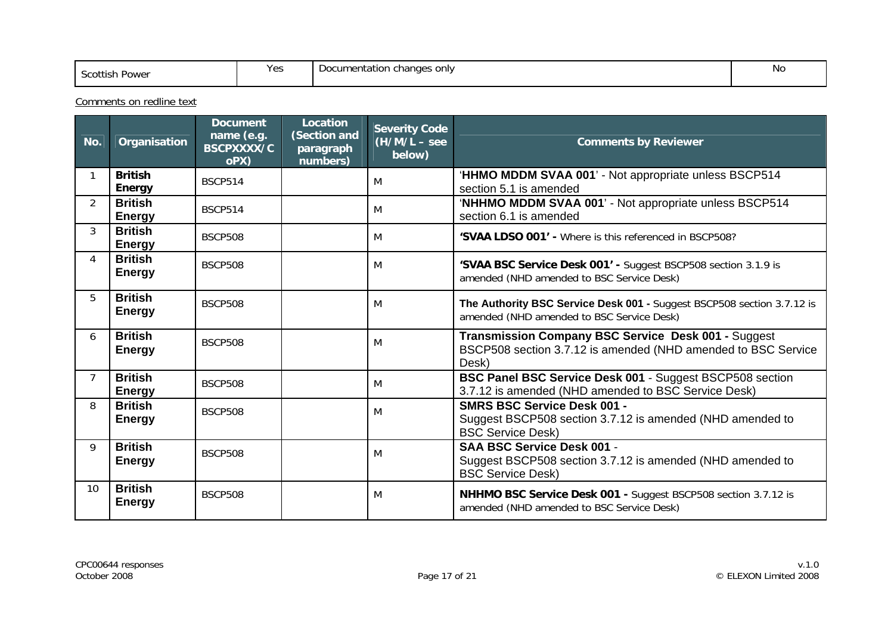| Scottish Power | Yes | Documentation changes only | No |
|---|---|---|---|

Comments on redline text

| No. | Organisation | Document name (e.g. BSCPXXXX/CoPX) | Location (Section and paragraph numbers) | Severity Code (H/M/L – see below) | Comments by Reviewer |
|---|---|---|---|---|---|
| 1 | **British Energy** | BSCP514 | | M | '**HHMO MDDM SVAA 001**' - Not appropriate unless BSCP514 section 5.1 is amended |
| 2 | **British Energy** | BSCP514 | | M | '**NHHMO MDDM SVAA 001**' - Not appropriate unless BSCP514 section 6.1 is amended |
| 3 | **British Energy** | BSCP508 | | M | **'SVAA LDSO 001' -** Where is this referenced in BSCP508? |
| 4 | **British Energy** | BSCP508 | | M | **'SVAA BSC Service Desk 001' -** Suggest BSCP508 section 3.1.9 is amended (NHD amended to BSC Service Desk) |
| 5 | **British Energy** | BSCP508 | | M | **The Authority BSC Service Desk 001 -** Suggest BSCP508 section 3.7.12 is amended (NHD amended to BSC Service Desk) |
| 6 | **British Energy** | BSCP508 | | M | **Transmission Company BSC Service Desk 001 -** Suggest BSCP508 section 3.7.12 is amended (NHD amended to BSC Service Desk) |
| 7 | **British Energy** | BSCP508 | | M | **BSC Panel BSC Service Desk 001** - Suggest BSCP508 section 3.7.12 is amended (NHD amended to BSC Service Desk) |
| 8 | **British Energy** | BSCP508 | | M | **SMRS BSC Service Desk 001 -** Suggest BSCP508 section 3.7.12 is amended (NHD amended to BSC Service Desk) |
| 9 | **British Energy** | BSCP508 | | M | **SAA BSC Service Desk 001** - Suggest BSCP508 section 3.7.12 is amended (NHD amended to BSC Service Desk) |
| 10 | **British Energy** | BSCP508 | | M | **NHHMO BSC Service Desk 001 -** Suggest BSCP508 section 3.7.12 is amended (NHD amended to BSC Service Desk) |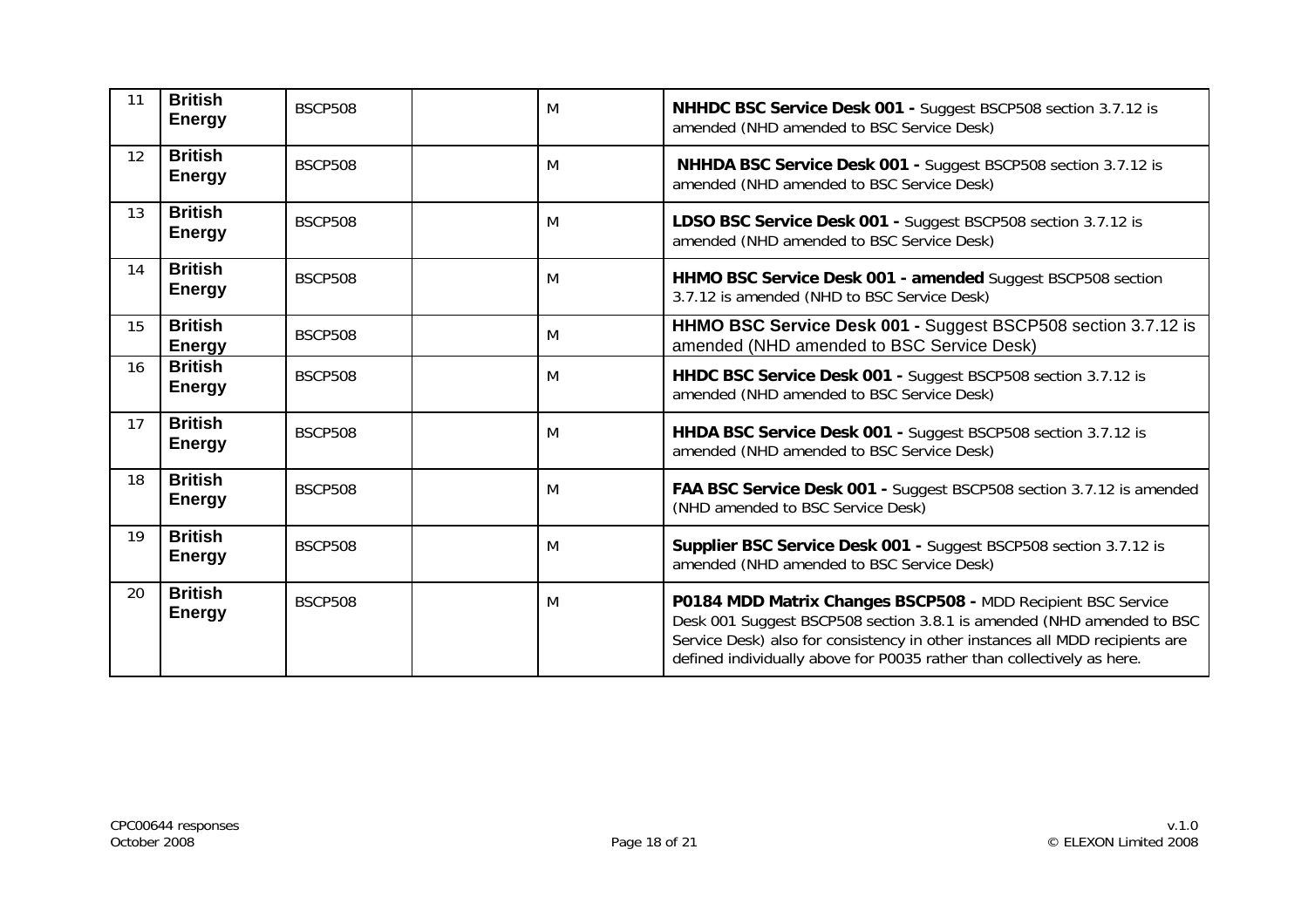| | | | | | |
|---|---|---|---|---|---|
| 11 | **British Energy** | BSCP508 | | M | **NHHDC BSC Service Desk 001 -** Suggest BSCP508 section 3.7.12 is amended (NHD amended to BSC Service Desk) |
| 12 | **British Energy** | BSCP508 | | M | **NHHDA BSC Service Desk 001 -** Suggest BSCP508 section 3.7.12 is amended (NHD amended to BSC Service Desk) |
| 13 | **British Energy** | BSCP508 | | M | **LDSO BSC Service Desk 001 -** Suggest BSCP508 section 3.7.12 is amended (NHD amended to BSC Service Desk) |
| 14 | **British Energy** | BSCP508 | | M | **HHMO BSC Service Desk 001 - amended** Suggest BSCP508 section 3.7.12 is amended (NHD to BSC Service Desk) |
| 15 | **British Energy** | BSCP508 | | M | **HHMO BSC Service Desk 001 -** Suggest BSCP508 section 3.7.12 is amended (NHD amended to BSC Service Desk) |
| 16 | **British Energy** | BSCP508 | | M | **HHDC BSC Service Desk 001 -** Suggest BSCP508 section 3.7.12 is amended (NHD amended to BSC Service Desk) |
| 17 | **British Energy** | BSCP508 | | M | **HHDA BSC Service Desk 001 -** Suggest BSCP508 section 3.7.12 is amended (NHD amended to BSC Service Desk) |
| 18 | **British Energy** | BSCP508 | | M | **FAA BSC Service Desk 001 -** Suggest BSCP508 section 3.7.12 is amended (NHD amended to BSC Service Desk) |
| 19 | **British Energy** | BSCP508 | | M | **Supplier BSC Service Desk 001 -** Suggest BSCP508 section 3.7.12 is amended (NHD amended to BSC Service Desk) |
| 20 | **British Energy** | BSCP508 | | M | **P0184 MDD Matrix Changes BSCP508 -** MDD Recipient BSC Service Desk 001 Suggest BSCP508 section 3.8.1 is amended (NHD amended to BSC Service Desk) also for consistency in other instances all MDD recipients are defined individually above for P0035 rather than collectively as here. |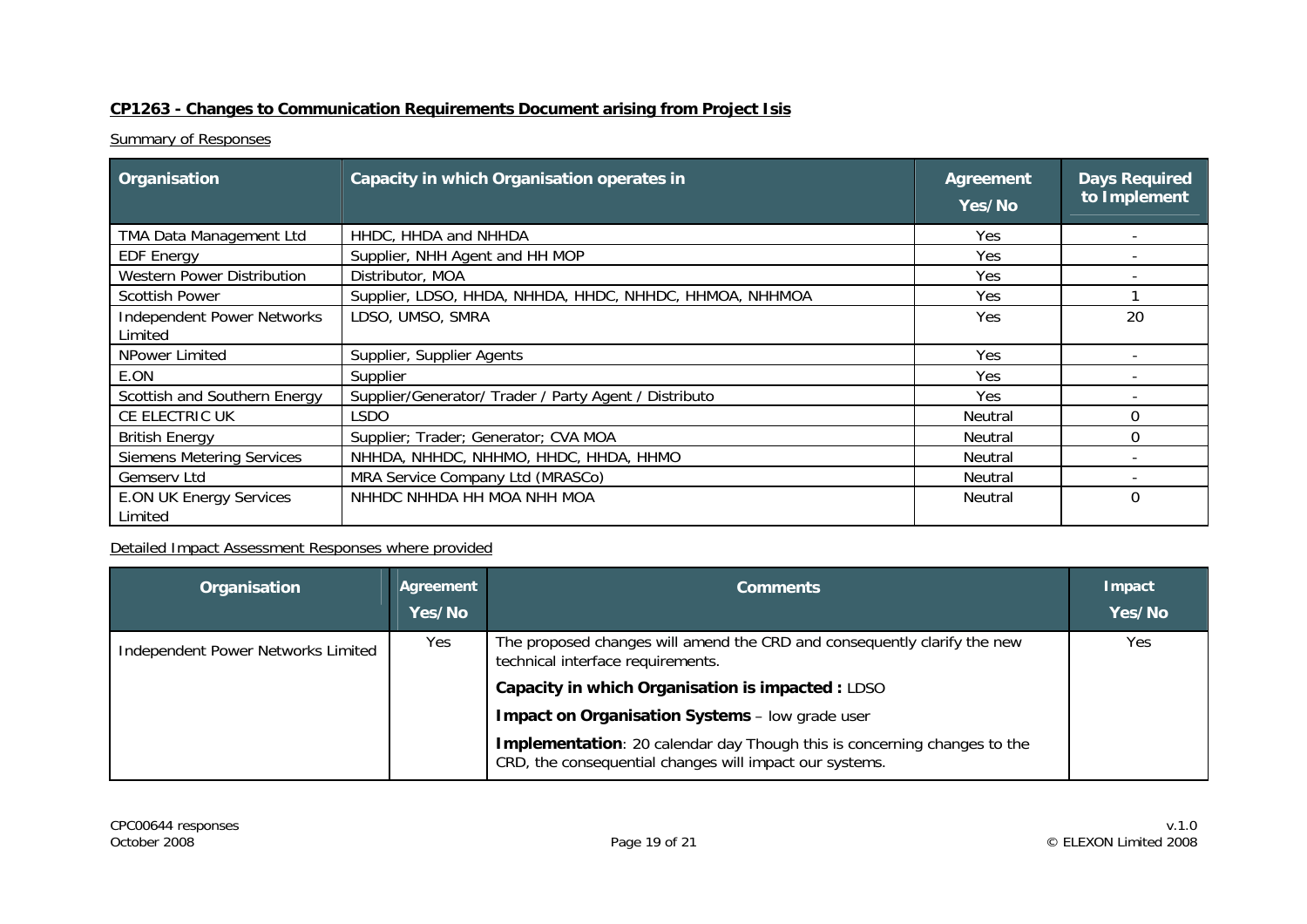**CP1263 - Changes to Communication Requirements Document arising from Project Isis**

Summary of Responses

| Organisation | Capacity in which Organisation operates in | Agreement Yes/No | Days Required to Implement |
|---|---|---|---|
| TMA Data Management Ltd | HHDC, HHDA and NHHDA | Yes | - |
| EDF Energy | Supplier, NHH Agent and HH MOP | Yes | - |
| Western Power Distribution | Distributor, MOA | Yes | - |
| Scottish Power | Supplier, LDSO, HHDA, NHHDA, HHDC, NHHDC, HHMOA, NHHMOA | Yes | 1 |
| Independent Power Networks Limited | LDSO, UMSO, SMRA | Yes | 20 |
| NPower Limited | Supplier, Supplier Agents | Yes | - |
| E.ON | Supplier | Yes | - |
| Scottish and Southern Energy | Supplier/Generator/ Trader / Party Agent / Distributo | Yes | - |
| CE ELECTRIC UK | LSDO | Neutral | 0 |
| British Energy | Supplier; Trader; Generator; CVA MOA | Neutral | 0 |
| Siemens Metering Services | NHHDA, NHHDC, NHHMO, HHDC, HHDA, HHMO | Neutral | - |
| Gemserv Ltd | MRA Service Company Ltd (MRASCo) | Neutral | - |
| E.ON UK Energy Services Limited | NHHDC NHHDA HH MOA NHH MOA | Neutral | 0 |

Detailed Impact Assessment Responses where provided

| Organisation | Agreement Yes/No | Comments | Impact Yes/No |
|---|---|---|---|
| Independent Power Networks Limited | Yes | The proposed changes will amend the CRD and consequently clarify the new technical interface requirements.<br>**Capacity in which Organisation is impacted :** LDSO<br>**Impact on Organisation Systems** – low grade user<br>**Implementation**: 20 calendar day Though this is concerning changes to the CRD, the consequential changes will impact our systems. | Yes |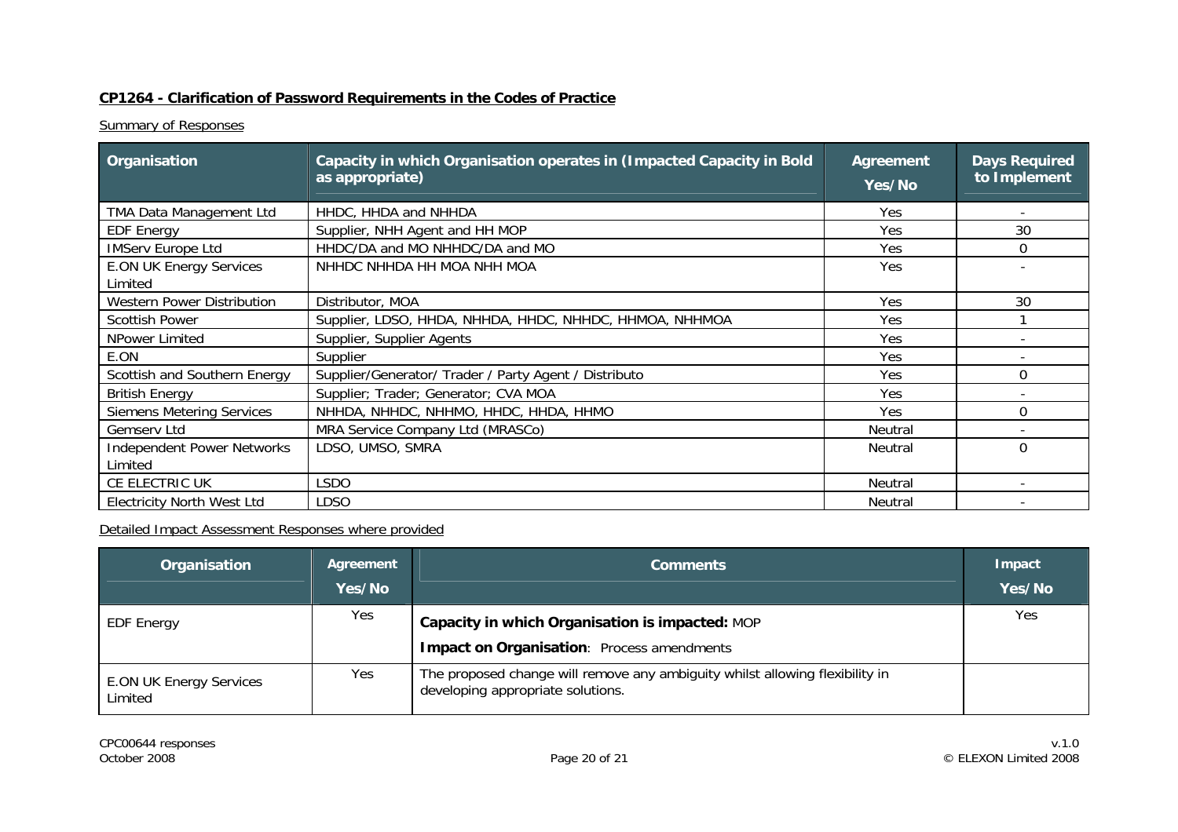**CP1264 - Clarification of Password Requirements in the Codes of Practice**

Summary of Responses

| Organisation | Capacity in which Organisation operates in (Impacted Capacity in Bold as appropriate) | Agreement Yes/No | Days Required to Implement |
|---|---|---|---|
| TMA Data Management Ltd | HHDC, HHDA and NHHDA | Yes | - |
| EDF Energy | Supplier, NHH Agent and HH MOP | Yes | 30 |
| IMServ Europe Ltd | HHDC/DA and MO NHHDC/DA and MO | Yes | 0 |
| E.ON UK Energy Services Limited | NHHDC NHHDA HH MOA NHH MOA | Yes | - |
| Western Power Distribution | Distributor, MOA | Yes | 30 |
| Scottish Power | Supplier, LDSO, HHDA, NHHDA, HHDC, NHHDC, HHMOA, NHHMOA | Yes | 1 |
| NPower Limited | Supplier, Supplier Agents | Yes | - |
| E.ON | Supplier | Yes | - |
| Scottish and Southern Energy | Supplier/Generator/ Trader / Party Agent / Distributo | Yes | 0 |
| British Energy | Supplier; Trader; Generator; CVA MOA | Yes | - |
| Siemens Metering Services | NHHDA, NHHDC, NHHMO, HHDC, HHDA, HHMO | Yes | 0 |
| Gemserv Ltd | MRA Service Company Ltd (MRASCo) | Neutral | - |
| Independent Power Networks Limited | LDSO, UMSO, SMRA | Neutral | 0 |
| CE ELECTRIC UK | LSDO | Neutral | - |
| Electricity North West Ltd | LDSO | Neutral | - |

Detailed Impact Assessment Responses where provided

| Organisation | Agreement Yes/No | Comments | Impact Yes/No |
|---|---|---|---|
| EDF Energy | Yes | **Capacity in which Organisation is impacted:** MOP<br>**Impact on Organisation**: Process amendments | Yes |
| E.ON UK Energy Services Limited | Yes | The proposed change will remove any ambiguity whilst allowing flexibility in developing appropriate solutions. | |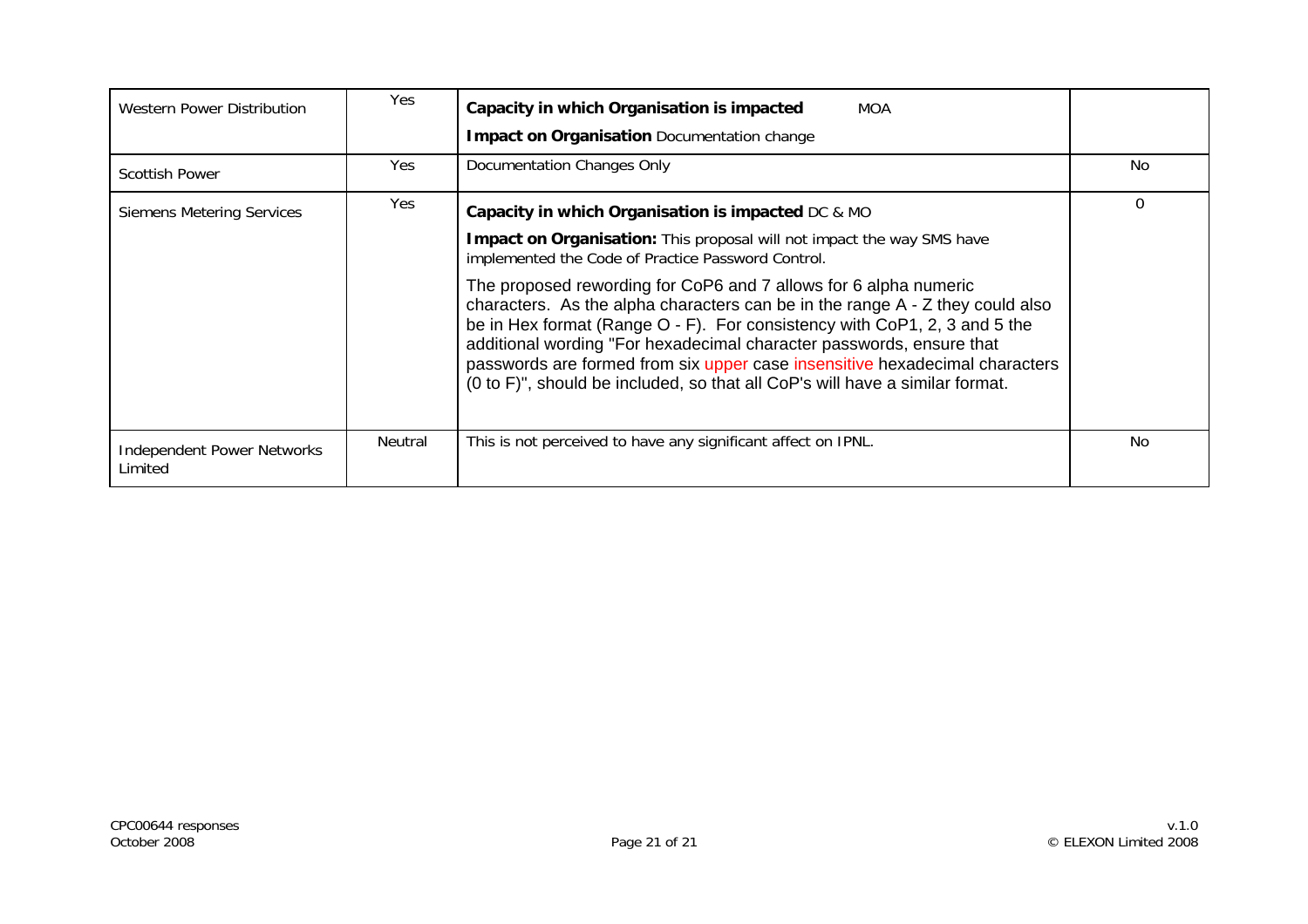| | | | |
|---|---|---|---|
| Western Power Distribution | Yes | **Capacity in which Organisation is impacted** MOA<br>**Impact on Organisation** Documentation change | |
| Scottish Power | Yes | Documentation Changes Only | No |
| Siemens Metering Services | Yes | **Capacity in which Organisation is impacted** DC & MO<br>**Impact on Organisation:** This proposal will not impact the way SMS have implemented the Code of Practice Password Control.<br>The proposed rewording for CoP6 and 7 allows for 6 alpha numeric characters. As the alpha characters can be in the range A - Z they could also be in Hex format (Range O - F). For consistency with CoP1, 2, 3 and 5 the additional wording "For hexadecimal character passwords, ensure that passwords are formed from six upper case insensitive hexadecimal characters (0 to F)", should be included, so that all CoP's will have a similar format. | 0 |
| Independent Power Networks Limited | Neutral | This is not perceived to have any significant affect on IPNL. | No |